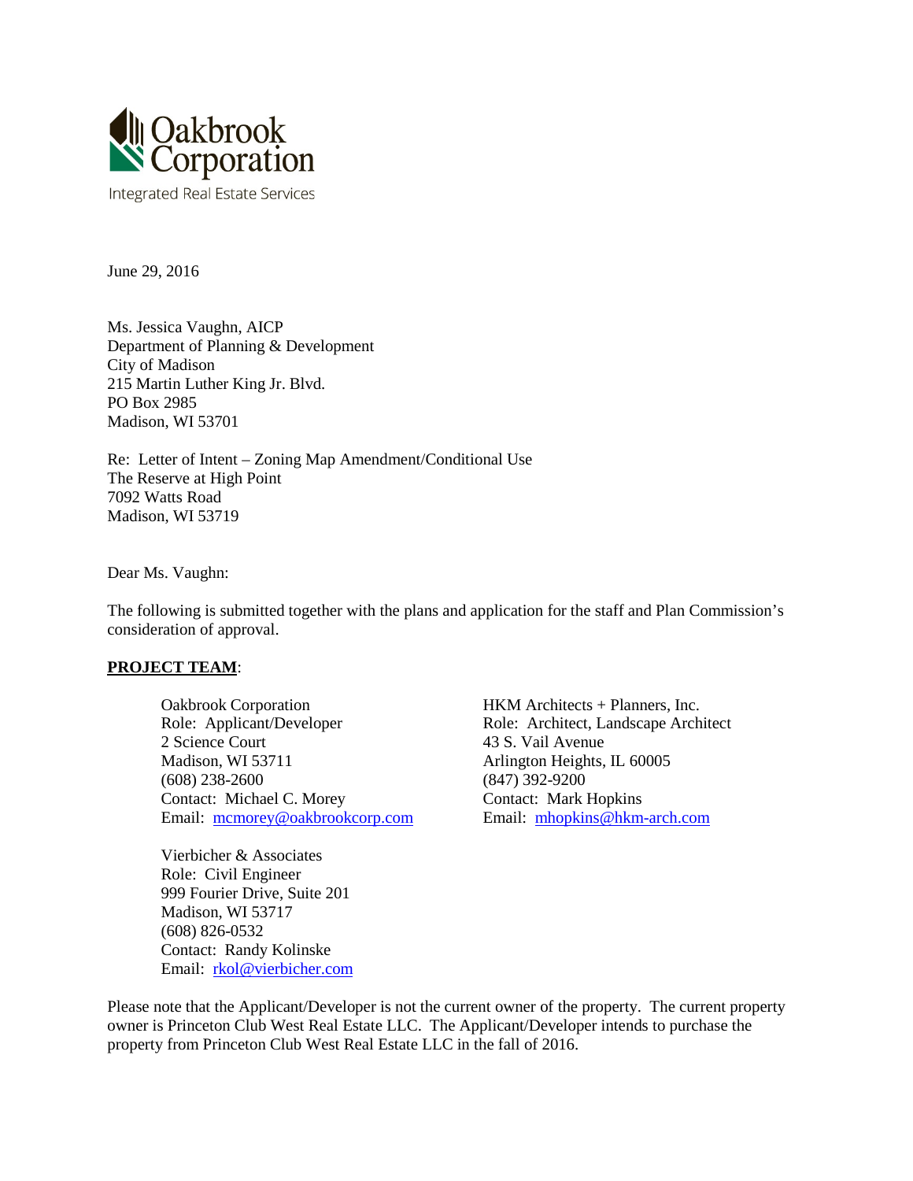Oakbrook Corporation

Integrated Real Estate Services

June 29, 2016

Ms. Jessica Vaughn, AICP
Department of Planning & Development
City of Madison
215 Martin Luther King Jr. Blvd.
PO Box 2985
Madison, WI 53701

Re: Letter of Intent – Zoning Map Amendment/Conditional Use
The Reserve at High Point
7092 Watts Road
Madison, WI 53719

Dear Ms. Vaughn:

The following is submitted together with the plans and application for the staff and Plan Commission's consideration of approval.

**PROJECT TEAM**:

Oakbrook Corporation
Role: Applicant/Developer
2 Science Court
Madison, WI 53711
(608) 238-2600
Contact: Michael C. Morey
Email: mcmorey@oakbrookcorp.com

HKM Architects + Planners, Inc.
Role: Architect, Landscape Architect
43 S. Vail Avenue
Arlington Heights, IL 60005
(847) 392-9200
Contact: Mark Hopkins
Email: mhopkins@hkm-arch.com

Vierbicher & Associates
Role: Civil Engineer
999 Fourier Drive, Suite 201
Madison, WI 53717
(608) 826-0532
Contact: Randy Kolinske
Email: rkol@vierbicher.com

Please note that the Applicant/Developer is not the current owner of the property. The current property owner is Princeton Club West Real Estate LLC. The Applicant/Developer intends to purchase the property from Princeton Club West Real Estate LLC in the fall of 2016.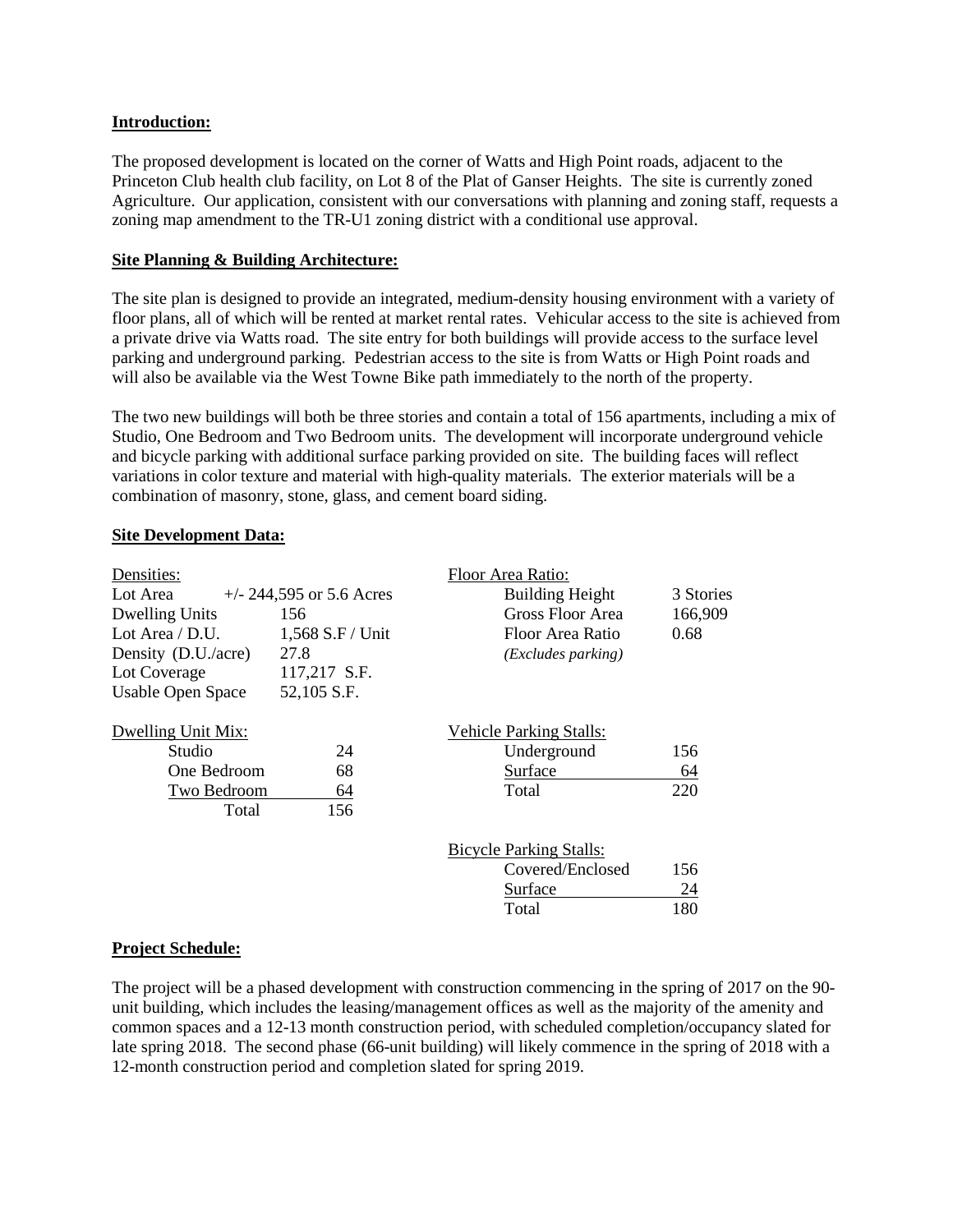## Introduction:

The proposed development is located on the corner of Watts and High Point roads, adjacent to the Princeton Club health club facility, on Lot 8 of the Plat of Ganser Heights. The site is currently zoned Agriculture. Our application, consistent with our conversations with planning and zoning staff, requests a zoning map amendment to the TR-U1 zoning district with a conditional use approval.

## Site Planning & Building Architecture:

The site plan is designed to provide an integrated, medium-density housing environment with a variety of floor plans, all of which will be rented at market rental rates. Vehicular access to the site is achieved from a private drive via Watts road. The site entry for both buildings will provide access to the surface level parking and underground parking. Pedestrian access to the site is from Watts or High Point roads and will also be available via the West Towne Bike path immediately to the north of the property.

The two new buildings will both be three stories and contain a total of 156 apartments, including a mix of Studio, One Bedroom and Two Bedroom units. The development will incorporate underground vehicle and bicycle parking with additional surface parking provided on site. The building faces will reflect variations in color texture and material with high-quality materials. The exterior materials will be a combination of masonry, stone, glass, and cement board siding.

## Site Development Data:

| Densities: | |
|---|---|
| Lot Area | +/- 244,595 or 5.6 Acres |
| Dwelling Units | 156 |
| Lot Area / D.U. | 1,568 S.F / Unit |
| Density (D.U./acre) | 27.8 |
| Lot Coverage | 117,217 S.F. |
| Usable Open Space | 52,105 S.F. |

| Floor Area Ratio: | |
|---|---|
| Building Height | 3 Stories |
| Gross Floor Area | 166,909 |
| Floor Area Ratio | 0.68 |
| *(Excludes parking)* | |

| Dwelling Unit Mix: | |
|---|---|
| Studio | 24 |
| One Bedroom | 68 |
| Two Bedroom | 64 |
| Total | 156 |

| Vehicle Parking Stalls: | |
|---|---|
| Underground | 156 |
| Surface | 64 |
| Total | 220 |

| Bicycle Parking Stalls: | |
|---|---|
| Covered/Enclosed | 156 |
| Surface | 24 |
| Total | 180 |

## Project Schedule:

The project will be a phased development with construction commencing in the spring of 2017 on the 90-unit building, which includes the leasing/management offices as well as the majority of the amenity and common spaces and a 12-13 month construction period, with scheduled completion/occupancy slated for late spring 2018. The second phase (66-unit building) will likely commence in the spring of 2018 with a 12-month construction period and completion slated for spring 2019.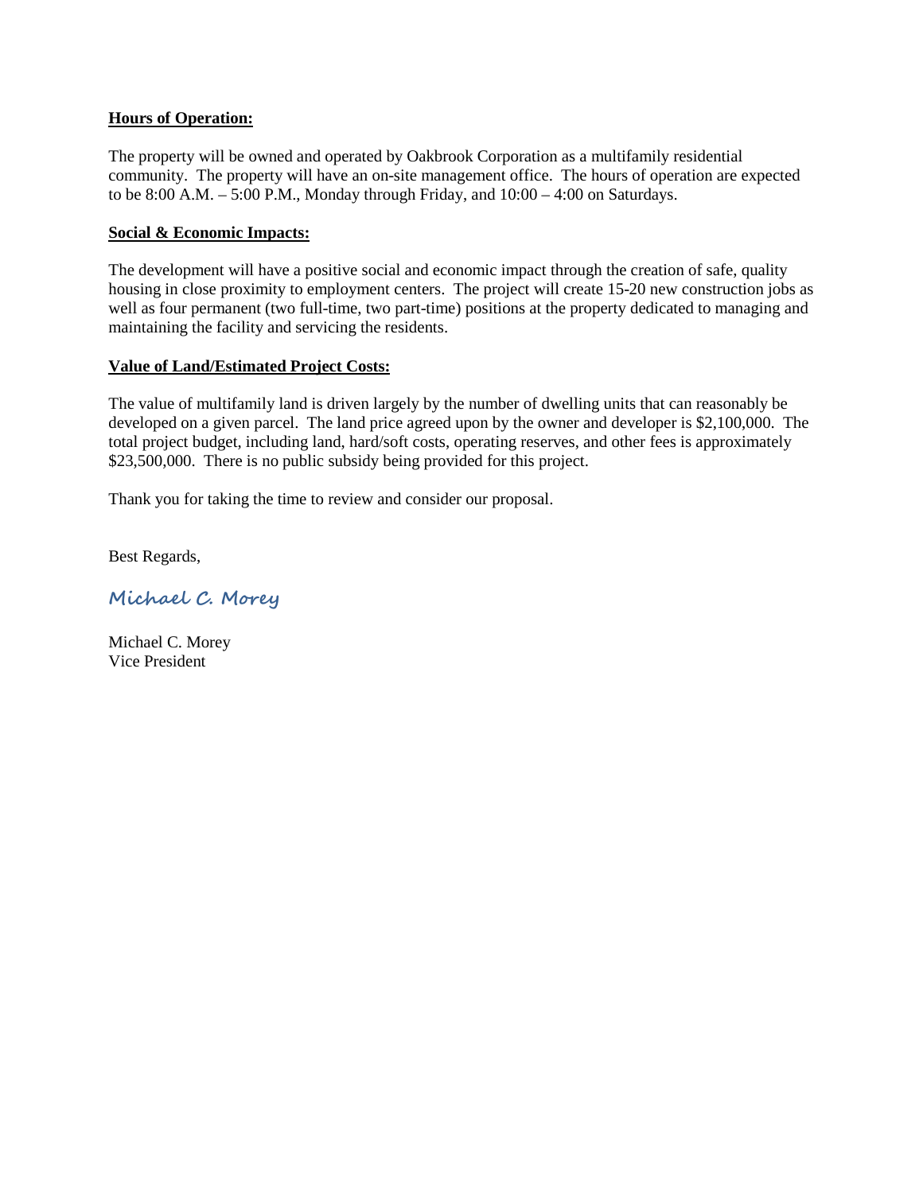**Hours of Operation:**

The property will be owned and operated by Oakbrook Corporation as a multifamily residential community. The property will have an on-site management office. The hours of operation are expected to be 8:00 A.M. – 5:00 P.M., Monday through Friday, and 10:00 – 4:00 on Saturdays.

**Social & Economic Impacts:**

The development will have a positive social and economic impact through the creation of safe, quality housing in close proximity to employment centers. The project will create 15-20 new construction jobs as well as four permanent (two full-time, two part-time) positions at the property dedicated to managing and maintaining the facility and servicing the residents.

**Value of Land/Estimated Project Costs:**

The value of multifamily land is driven largely by the number of dwelling units that can reasonably be developed on a given parcel. The land price agreed upon by the owner and developer is $2,100,000. The total project budget, including land, hard/soft costs, operating reserves, and other fees is approximately $23,500,000. There is no public subsidy being provided for this project.

Thank you for taking the time to review and consider our proposal.

Best Regards,

*Michael C. Morey*

Michael C. Morey
Vice President